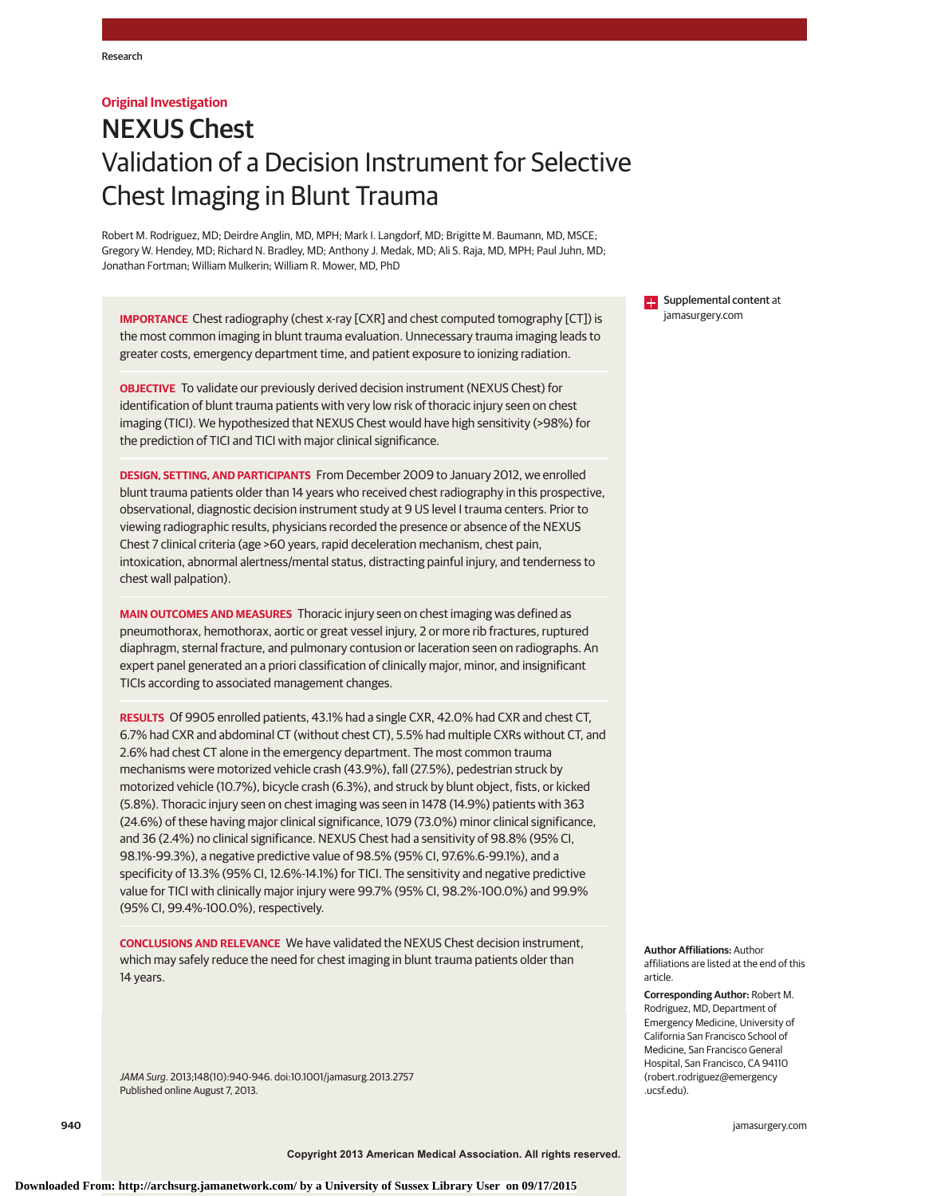Research

**Original Investigation**

# NEXUS Chest
## Validation of a Decision Instrument for Selective Chest Imaging in Blunt Trauma

Robert M. Rodriguez, MD; Deirdre Anglin, MD, MPH; Mark I. Langdorf, MD; Brigitte M. Baumann, MD, MSCE; Gregory W. Hendey, MD; Richard N. Bradley, MD; Anthony J. Medak, MD; Ali S. Raja, MD, MPH; Paul Juhn, MD; Jonathan Fortman; William Mulkerin; William R. Mower, MD, PhD

**IMPORTANCE** Chest radiography (chest x-ray [CXR] and chest computed tomography [CT]) is the most common imaging in blunt trauma evaluation. Unnecessary trauma imaging leads to greater costs, emergency department time, and patient exposure to ionizing radiation.

**OBJECTIVE** To validate our previously derived decision instrument (NEXUS Chest) for identification of blunt trauma patients with very low risk of thoracic injury seen on chest imaging (TICI). We hypothesized that NEXUS Chest would have high sensitivity (>98%) for the prediction of TICI and TICI with major clinical significance.

**DESIGN, SETTING, AND PARTICIPANTS** From December 2009 to January 2012, we enrolled blunt trauma patients older than 14 years who received chest radiography in this prospective, observational, diagnostic decision instrument study at 9 US level I trauma centers. Prior to viewing radiographic results, physicians recorded the presence or absence of the NEXUS Chest 7 clinical criteria (age >60 years, rapid deceleration mechanism, chest pain, intoxication, abnormal alertness/mental status, distracting painful injury, and tenderness to chest wall palpation).

**MAIN OUTCOMES AND MEASURES** Thoracic injury seen on chest imaging was defined as pneumothorax, hemothorax, aortic or great vessel injury, 2 or more rib fractures, ruptured diaphragm, sternal fracture, and pulmonary contusion or laceration seen on radiographs. An expert panel generated an a priori classification of clinically major, minor, and insignificant TICIs according to associated management changes.

**RESULTS** Of 9905 enrolled patients, 43.1% had a single CXR, 42.0% had CXR and chest CT, 6.7% had CXR and abdominal CT (without chest CT), 5.5% had multiple CXRs without CT, and 2.6% had chest CT alone in the emergency department. The most common trauma mechanisms were motorized vehicle crash (43.9%), fall (27.5%), pedestrian struck by motorized vehicle (10.7%), bicycle crash (6.3%), and struck by blunt object, fists, or kicked (5.8%). Thoracic injury seen on chest imaging was seen in 1478 (14.9%) patients with 363 (24.6%) of these having major clinical significance, 1079 (73.0%) minor clinical significance, and 36 (2.4%) no clinical significance. NEXUS Chest had a sensitivity of 98.8% (95% CI, 98.1%-99.3%), a negative predictive value of 98.5% (95% CI, 97.6%.6-99.1%), and a specificity of 13.3% (95% CI, 12.6%-14.1%) for TICI. The sensitivity and negative predictive value for TICI with clinically major injury were 99.7% (95% CI, 98.2%-100.0%) and 99.9% (95% CI, 99.4%-100.0%), respectively.

**CONCLUSIONS AND RELEVANCE** We have validated the NEXUS Chest decision instrument, which may safely reduce the need for chest imaging in blunt trauma patients older than 14 years.

*JAMA Surg*. 2013;148(10):940-946. doi:10.1001/jamasurg.2013.2757
Published online August 7, 2013.

**Supplemental content** at jamasurgery.com

**Author Affiliations:** Author affiliations are listed at the end of this article.

**Corresponding Author:** Robert M. Rodriguez, MD, Department of Emergency Medicine, University of California San Francisco School of Medicine, San Francisco General Hospital, San Francisco, CA 94110 (robert.rodriguez@emergency.ucsf.edu).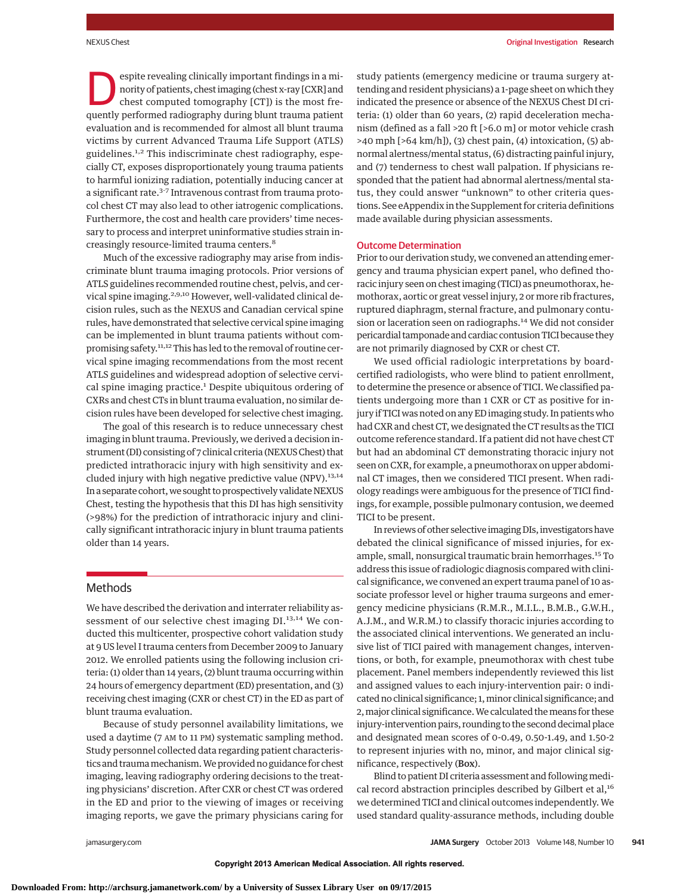Despite revealing clinically important findings in a minority of patients, chest imaging (chest x-ray [CXR] and chest computed tomography [CT]) is the most frequently performed radiography during blunt trauma patient evaluation and is recommended for almost all blunt trauma victims by current Advanced Trauma Life Support (ATLS) guidelines.[1,2] This indiscriminate chest radiography, especially CT, exposes disproportionately young trauma patients to harmful ionizing radiation, potentially inducing cancer at a significant rate.[3-7] Intravenous contrast from trauma protocol chest CT may also lead to other iatrogenic complications. Furthermore, the cost and health care providers' time necessary to process and interpret uninformative studies strain increasingly resource-limited trauma centers.[8]

Much of the excessive radiography may arise from indiscriminate blunt trauma imaging protocols. Prior versions of ATLS guidelines recommended routine chest, pelvis, and cervical spine imaging.[2,9,10] However, well-validated clinical decision rules, such as the NEXUS and Canadian cervical spine rules, have demonstrated that selective cervical spine imaging can be implemented in blunt trauma patients without compromising safety.[11,12] This has led to the removal of routine cervical spine imaging recommendations from the most recent ATLS guidelines and widespread adoption of selective cervical spine imaging practice.[1] Despite ubiquitous ordering of CXRs and chest CTs in blunt trauma evaluation, no similar decision rules have been developed for selective chest imaging.

The goal of this research is to reduce unnecessary chest imaging in blunt trauma. Previously, we derived a decision instrument (DI) consisting of 7 clinical criteria (NEXUS Chest) that predicted intrathoracic injury with high sensitivity and excluded injury with high negative predictive value (NPV).[13,14] In a separate cohort, we sought to prospectively validate NEXUS Chest, testing the hypothesis that this DI has high sensitivity (>98%) for the prediction of intrathoracic injury and clinically significant intrathoracic injury in blunt trauma patients older than 14 years.

## Methods

We have described the derivation and interrater reliability assessment of our selective chest imaging DI.[13,14] We conducted this multicenter, prospective cohort validation study at 9 US level I trauma centers from December 2009 to January 2012. We enrolled patients using the following inclusion criteria: (1) older than 14 years, (2) blunt trauma occurring within 24 hours of emergency department (ED) presentation, and (3) receiving chest imaging (CXR or chest CT) in the ED as part of blunt trauma evaluation.

Because of study personnel availability limitations, we used a daytime (7 AM to 11 PM) systematic sampling method. Study personnel collected data regarding patient characteristics and trauma mechanism. We provided no guidance for chest imaging, leaving radiography ordering decisions to the treating physicians' discretion. After CXR or chest CT was ordered in the ED and prior to the viewing of images or receiving imaging reports, we gave the primary physicians caring for study patients (emergency medicine or trauma surgery attending and resident physicians) a 1-page sheet on which they indicated the presence or absence of the NEXUS Chest DI criteria: (1) older than 60 years, (2) rapid deceleration mechanism (defined as a fall >20 ft [>6.0 m] or motor vehicle crash >40 mph [>64 km/h]), (3) chest pain, (4) intoxication, (5) abnormal alertness/mental status, (6) distracting painful injury, and (7) tenderness to chest wall palpation. If physicians responded that the patient had abnormal alertness/mental status, they could answer "unknown" to other criteria questions. See eAppendix in the Supplement for criteria definitions made available during physician assessments.

### Outcome Determination

Prior to our derivation study, we convened an attending emergency and trauma physician expert panel, who defined thoracic injury seen on chest imaging (TICI) as pneumothorax, hemothorax, aortic or great vessel injury, 2 or more rib fractures, ruptured diaphragm, sternal fracture, and pulmonary contusion or laceration seen on radiographs.[14] We did not consider pericardial tamponade and cardiac contusion TICI because they are not primarily diagnosed by CXR or chest CT.

We used official radiologic interpretations by board-certified radiologists, who were blind to patient enrollment, to determine the presence or absence of TICI. We classified patients undergoing more than 1 CXR or CT as positive for injury if TICI was noted on any ED imaging study. In patients who had CXR and chest CT, we designated the CT results as the TICI outcome reference standard. If a patient did not have chest CT but had an abdominal CT demonstrating thoracic injury not seen on CXR, for example, a pneumothorax on upper abdominal CT images, then we considered TICI present. When radiology readings were ambiguous for the presence of TICI findings, for example, possible pulmonary contusion, we deemed TICI to be present.

In reviews of other selective imaging DIs, investigators have debated the clinical significance of missed injuries, for example, small, nonsurgical traumatic brain hemorrhages.[15] To address this issue of radiologic diagnosis compared with clinical significance, we convened an expert trauma panel of 10 associate professor level or higher trauma surgeons and emergency medicine physicians (R.M.R., M.I.L., B.M.B., G.W.H., A.J.M., and W.R.M.) to classify thoracic injuries according to the associated clinical interventions. We generated an inclusive list of TICI paired with management changes, interventions, or both, for example, pneumothorax with chest tube placement. Panel members independently reviewed this list and assigned values to each injury-intervention pair: 0 indicated no clinical significance; 1, minor clinical significance; and 2, major clinical significance. We calculated the means for these injury-intervention pairs, rounding to the second decimal place and designated mean scores of 0-0.49, 0.50-1.49, and 1.50-2 to represent injuries with no, minor, and major clinical significance, respectively (Box).

Blind to patient DI criteria assessment and following medical record abstraction principles described by Gilbert et al,[16] we determined TICI and clinical outcomes independently. We used standard quality-assurance methods, including double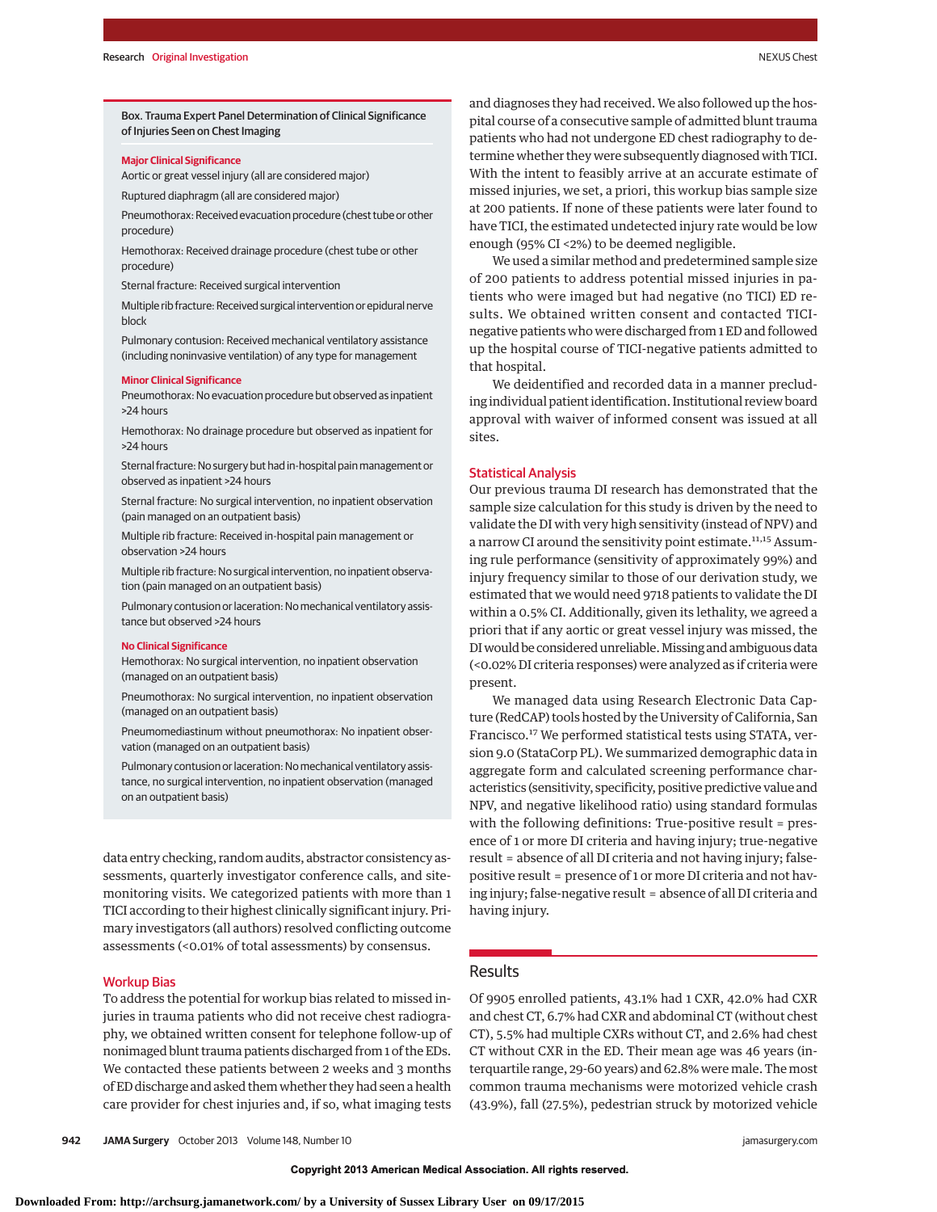**Box. Trauma Expert Panel Determination of Clinical Significance of Injuries Seen on Chest Imaging**

**Major Clinical Significance**

Aortic or great vessel injury (all are considered major)

Ruptured diaphragm (all are considered major)

Pneumothorax: Received evacuation procedure (chest tube or other procedure)

Hemothorax: Received drainage procedure (chest tube or other procedure)

Sternal fracture: Received surgical intervention

Multiple rib fracture: Received surgical intervention or epidural nerve block

Pulmonary contusion: Received mechanical ventilatory assistance (including noninvasive ventilation) of any type for management

**Minor Clinical Significance**

Pneumothorax: No evacuation procedure but observed as inpatient >24 hours

Hemothorax: No drainage procedure but observed as inpatient for >24 hours

Sternal fracture: No surgery but had in-hospital pain management or observed as inpatient >24 hours

Sternal fracture: No surgical intervention, no inpatient observation (pain managed on an outpatient basis)

Multiple rib fracture: Received in-hospital pain management or observation >24 hours

Multiple rib fracture: No surgical intervention, no inpatient observation (pain managed on an outpatient basis)

Pulmonary contusion or laceration: No mechanical ventilatory assistance but observed >24 hours

**No Clinical Significance**

Hemothorax: No surgical intervention, no inpatient observation (managed on an outpatient basis)

Pneumothorax: No surgical intervention, no inpatient observation (managed on an outpatient basis)

Pneumomediastinum without pneumothorax: No inpatient observation (managed on an outpatient basis)

Pulmonary contusion or laceration: No mechanical ventilatory assistance, no surgical intervention, no inpatient observation (managed on an outpatient basis)

data entry checking, random audits, abstractor consistency assessments, quarterly investigator conference calls, and site-monitoring visits. We categorized patients with more than 1 TICI according to their highest clinically significant injury. Primary investigators (all authors) resolved conflicting outcome assessments (<0.01% of total assessments) by consensus.

### Workup Bias

To address the potential for workup bias related to missed injuries in trauma patients who did not receive chest radiography, we obtained written consent for telephone follow-up of nonimaged blunt trauma patients discharged from 1 of the EDs. We contacted these patients between 2 weeks and 3 months of ED discharge and asked them whether they had seen a health care provider for chest injuries and, if so, what imaging tests and diagnoses they had received. We also followed up the hospital course of a consecutive sample of admitted blunt trauma patients who had not undergone ED chest radiography to determine whether they were subsequently diagnosed with TICI. With the intent to feasibly arrive at an accurate estimate of missed injuries, we set, a priori, this workup bias sample size at 200 patients. If none of these patients were later found to have TICI, the estimated undetected injury rate would be low enough (95% CI <2%) to be deemed negligible.

We used a similar method and predetermined sample size of 200 patients to address potential missed injuries in patients who were imaged but had negative (no TICI) ED results. We obtained written consent and contacted TICI-negative patients who were discharged from 1 ED and followed up the hospital course of TICI-negative patients admitted to that hospital.

We deidentified and recorded data in a manner precluding individual patient identification. Institutional review board approval with waiver of informed consent was issued at all sites.

### Statistical Analysis

Our previous trauma DI research has demonstrated that the sample size calculation for this study is driven by the need to validate the DI with very high sensitivity (instead of NPV) and a narrow CI around the sensitivity point estimate.[11,15] Assuming rule performance (sensitivity of approximately 99%) and injury frequency similar to those of our derivation study, we estimated that we would need 9718 patients to validate the DI within a 0.5% CI. Additionally, given its lethality, we agreed a priori that if any aortic or great vessel injury was missed, the DI would be considered unreliable. Missing and ambiguous data (<0.02% DI criteria responses) were analyzed as if criteria were present.

We managed data using Research Electronic Data Capture (RedCAP) tools hosted by the University of California, San Francisco.[17] We performed statistical tests using STATA, version 9.0 (StataCorp PL). We summarized demographic data in aggregate form and calculated screening performance characteristics (sensitivity, specificity, positive predictive value and NPV, and negative likelihood ratio) using standard formulas with the following definitions: True-positive result = presence of 1 or more DI criteria and having injury; true-negative result = absence of all DI criteria and not having injury; false-positive result = presence of 1 or more DI criteria and not having injury; false-negative result = absence of all DI criteria and having injury.

## Results

Of 9905 enrolled patients, 43.1% had 1 CXR, 42.0% had CXR and chest CT, 6.7% had CXR and abdominal CT (without chest CT), 5.5% had multiple CXRs without CT, and 2.6% had chest CT without CXR in the ED. Their mean age was 46 years (interquartile range, 29-60 years) and 62.8% were male. The most common trauma mechanisms were motorized vehicle crash (43.9%), fall (27.5%), pedestrian struck by motorized vehicle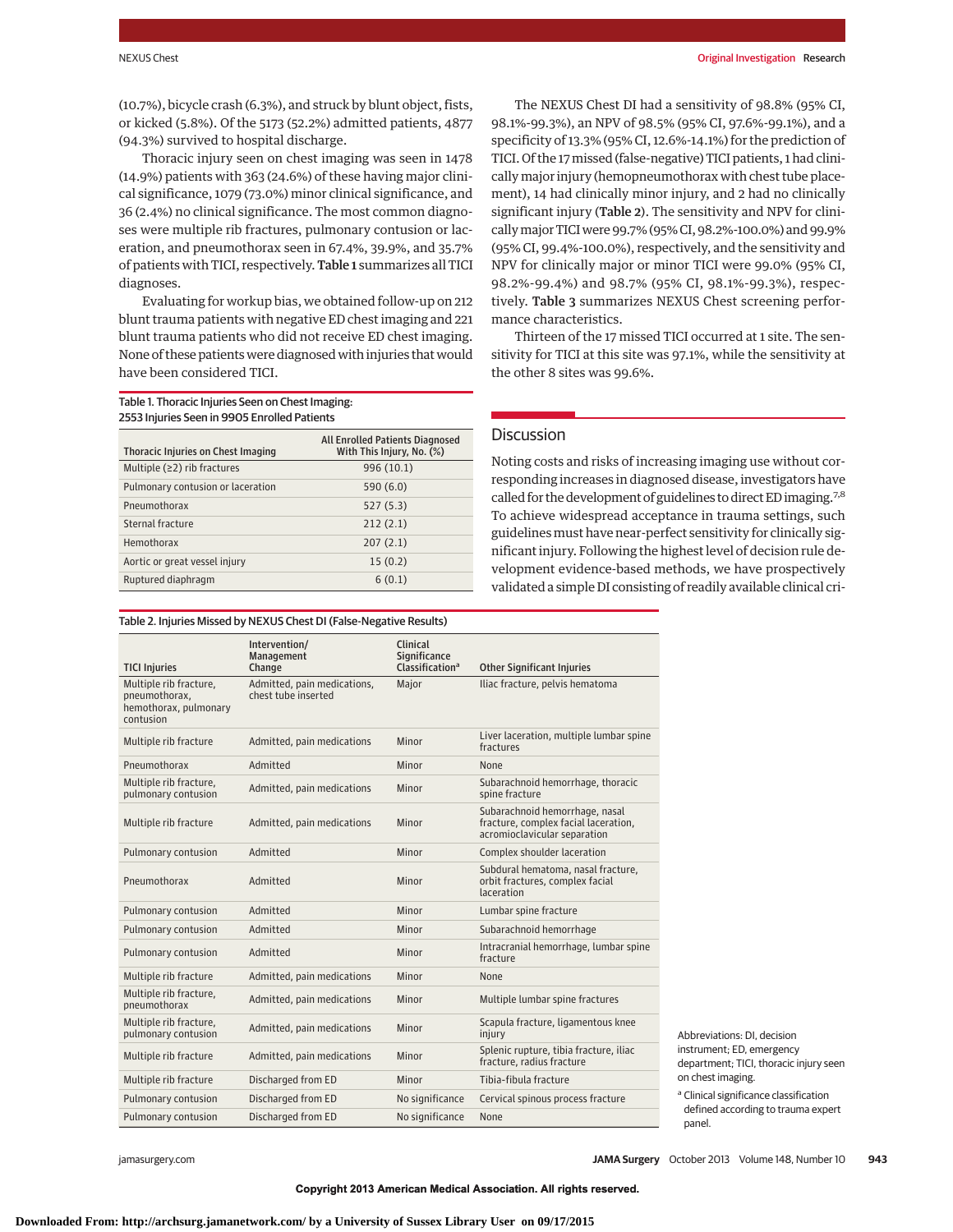(10.7%), bicycle crash (6.3%), and struck by blunt object, fists, or kicked (5.8%). Of the 5173 (52.2%) admitted patients, 4877 (94.3%) survived to hospital discharge.

Thoracic injury seen on chest imaging was seen in 1478 (14.9%) patients with 363 (24.6%) of these having major clinical significance, 1079 (73.0%) minor clinical significance, and 36 (2.4%) no clinical significance. The most common diagnoses were multiple rib fractures, pulmonary contusion or laceration, and pneumothorax seen in 67.4%, 39.9%, and 35.7% of patients with TICI, respectively. **Table 1** summarizes all TICI diagnoses.

Evaluating for workup bias, we obtained follow-up on 212 blunt trauma patients with negative ED chest imaging and 221 blunt trauma patients who did not receive ED chest imaging. None of these patients were diagnosed with injuries that would have been considered TICI.

Table 1. Thoracic Injuries Seen on Chest Imaging: 2553 Injuries Seen in 9905 Enrolled Patients

| Thoracic Injuries on Chest Imaging | All Enrolled Patients Diagnosed With This Injury, No. (%) |
|---|---|
| Multiple (≥2) rib fractures | 996 (10.1) |
| Pulmonary contusion or laceration | 590 (6.0) |
| Pneumothorax | 527 (5.3) |
| Sternal fracture | 212 (2.1) |
| Hemothorax | 207 (2.1) |
| Aortic or great vessel injury | 15 (0.2) |
| Ruptured diaphragm | 6 (0.1) |

The NEXUS Chest DI had a sensitivity of 98.8% (95% CI, 98.1%-99.3%), an NPV of 98.5% (95% CI, 97.6%-99.1%), and a specificity of 13.3% (95% CI, 12.6%-14.1%) for the prediction of TICI. Of the 17 missed (false-negative) TICI patients, 1 had clinically major injury (hemopneumothorax with chest tube placement), 14 had clinically minor injury, and 2 had no clinically significant injury (**Table 2**). The sensitivity and NPV for clinically major TICI were 99.7% (95% CI, 98.2%-100.0%) and 99.9% (95% CI, 99.4%-100.0%), respectively, and the sensitivity and NPV for clinically major or minor TICI were 99.0% (95% CI, 98.2%-99.4%) and 98.7% (95% CI, 98.1%-99.3%), respectively. **Table 3** summarizes NEXUS Chest screening performance characteristics.

Thirteen of the 17 missed TICI occurred at 1 site. The sensitivity for TICI at this site was 97.1%, while the sensitivity at the other 8 sites was 99.6%.

Table 2. Injuries Missed by NEXUS Chest DI (False-Negative Results)

| TICI Injuries | Intervention/ Management Change | Clinical Significance Classification[a] | Other Significant Injuries |
|---|---|---|---|
| Multiple rib fracture, pneumothorax, hemothorax, pulmonary contusion | Admitted, pain medications, chest tube inserted | Major | Iliac fracture, pelvis hematoma |
| Multiple rib fracture | Admitted, pain medications | Minor | Liver laceration, multiple lumbar spine fractures |
| Pneumothorax | Admitted | Minor | None |
| Multiple rib fracture, pulmonary contusion | Admitted, pain medications | Minor | Subarachnoid hemorrhage, thoracic spine fracture |
| Multiple rib fracture | Admitted, pain medications | Minor | Subarachnoid hemorrhage, nasal fracture, complex facial laceration, acromioclavicular separation |
| Pulmonary contusion | Admitted | Minor | Complex shoulder laceration |
| Pneumothorax | Admitted | Minor | Subdural hematoma, nasal fracture, orbit fractures, complex facial laceration |
| Pulmonary contusion | Admitted | Minor | Lumbar spine fracture |
| Pulmonary contusion | Admitted | Minor | Subarachnoid hemorrhage |
| Pulmonary contusion | Admitted | Minor | Intracranial hemorrhage, lumbar spine fracture |
| Multiple rib fracture | Admitted, pain medications | Minor | None |
| Multiple rib fracture, pneumothorax | Admitted, pain medications | Minor | Multiple lumbar spine fractures |
| Multiple rib fracture, pulmonary contusion | Admitted, pain medications | Minor | Scapula fracture, ligamentous knee injury |
| Multiple rib fracture | Admitted, pain medications | Minor | Splenic rupture, tibia fracture, iliac fracture, radius fracture |
| Multiple rib fracture | Discharged from ED | Minor | Tibia-fibula fracture |
| Pulmonary contusion | Discharged from ED | No significance | Cervical spinous process fracture |
| Pulmonary contusion | Discharged from ED | No significance | None |

Abbreviations: DI, decision instrument; ED, emergency department; TICI, thoracic injury seen on chest imaging.

[a] Clinical significance classification defined according to trauma expert panel.

## Discussion

Noting costs and risks of increasing imaging use without corresponding increases in diagnosed disease, investigators have called for the development of guidelines to direct ED imaging.[7,8] To achieve widespread acceptance in trauma settings, such guidelines must have near-perfect sensitivity for clinically significant injury. Following the highest level of decision rule development evidence-based methods, we have prospectively validated a simple DI consisting of readily available clinical cri-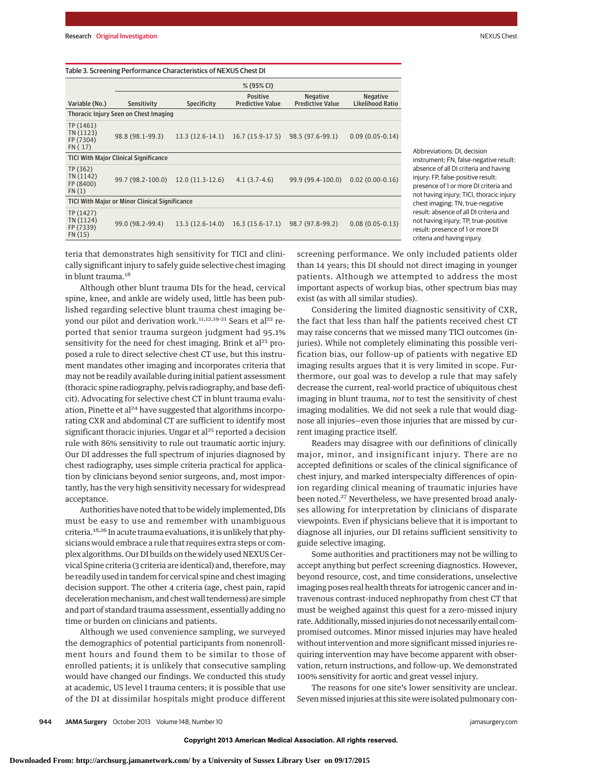Table 3. Screening Performance Characteristics of NEXUS Chest DI

| Variable (No.) | % (95% CI) | | | | |
|---|---|---|---|---|---|
| | Sensitivity | Specificity | Positive Predictive Value | Negative Predictive Value | Negative Likelihood Ratio |
| **Thoracic Injury Seen on Chest Imaging** | | | | | |
| TP (1461) TN (1123) FP (7304) FN (17) | 98.8 (98.1-99.3) | 13.3 (12.6-14.1) | 16.7 (15.9-17.5) | 98.5 (97.6-99.1) | 0.09 (0.05-0.14) |
| **TICI With Major Clinical Significance** | | | | | |
| TP (362) TN (1142) FP (8400) FN (1) | 99.7 (98.2-100.0) | 12.0 (11.3-12.6) | 4.1 (3.7-4.6) | 99.9 (99.4-100.0) | 0.02 (0.00-0.16) |
| **TICI With Major or Minor Clinical Significance** | | | | | |
| TP (1427) TN (1124) FP (7339) FN (15) | 99.0 (98.2-99.4) | 13.3 (12.6-14.0) | 16.3 (15.6-17.1) | 98.7 (97.8-99.2) | 0.08 (0.05-0.13) |

Abbreviations: DI, decision instrument; FN, false-negative result: absence of all DI criteria and having injury; FP, false-positive result: presence of 1 or more DI criteria and not having injury; TICI, thoracic injury chest imaging; TN, true-negative result: absence of all DI criteria and not having injury; TP, true-positive result: presence of 1 or more DI criteria and having injury.

teria that demonstrates high sensitivity for TICI and clinically significant injury to safely guide selective chest imaging in blunt trauma.[18]

Although other blunt trauma DIs for the head, cervical spine, knee, and ankle are widely used, little has been published regarding selective blunt trauma chest imaging beyond our pilot and derivation work.[11,12,19-21] Sears et al[22] reported that senior trauma surgeon judgment had 95.1% sensitivity for the need for chest imaging. Brink et al[23] proposed a rule to direct selective chest CT use, but this instrument mandates other imaging and incorporates criteria that may not be readily available during initial patient assessment (thoracic spine radiography, pelvis radiography, and base deficit). Advocating for selective chest CT in blunt trauma evaluation, Pinette et al[24] have suggested that algorithms incorporating CXR and abdominal CT are sufficient to identify most significant thoracic injuries. Ungar et al[25] reported a decision rule with 86% sensitivity to rule out traumatic aortic injury. Our DI addresses the full spectrum of injuries diagnosed by chest radiography, uses simple criteria practical for application by clinicians beyond senior surgeons, and, most importantly, has the very high sensitivity necessary for widespread acceptance.

Authorities have noted that to be widely implemented, DIs must be easy to use and remember with unambiguous criteria.[18,26] In acute trauma evaluations, it is unlikely that physicians would embrace a rule that requires extra steps or complex algorithms. Our DI builds on the widely used NEXUS Cervical Spine criteria (3 criteria are identical) and, therefore, may be readily used in tandem for cervical spine and chest imaging decision support. The other 4 criteria (age, chest pain, rapid deceleration mechanism, and chest wall tenderness) are simple and part of standard trauma assessment, essentially adding no time or burden on clinicians and patients.

Although we used convenience sampling, we surveyed the demographics of potential participants from nonenrollment hours and found them to be similar to those of enrolled patients; it is unlikely that consecutive sampling would have changed our findings. We conducted this study at academic, US level I trauma centers; it is possible that use of the DI at dissimilar hospitals might produce different screening performance. We only included patients older than 14 years; this DI should not direct imaging in younger patients. Although we attempted to address the most important aspects of workup bias, other spectrum bias may exist (as with all similar studies).

Considering the limited diagnostic sensitivity of CXR, the fact that less than half the patients received chest CT may raise concerns that we missed many TICI outcomes (injuries). While not completely eliminating this possible verification bias, our follow-up of patients with negative ED imaging results argues that it is very limited in scope. Furthermore, our goal was to develop a rule that may safely decrease the current, real-world practice of ubiquitous chest imaging in blunt trauma, *not* to test the sensitivity of chest imaging modalities. We did not seek a rule that would diagnose all injuries—even those injuries that are missed by current imaging practice itself.

Readers may disagree with our definitions of clinically major, minor, and insignificant injury. There are no accepted definitions or scales of the clinical significance of chest injury, and marked interspecialty differences of opinion regarding clinical meaning of traumatic injuries have been noted.[27] Nevertheless, we have presented broad analyses allowing for interpretation by clinicians of disparate viewpoints. Even if physicians believe that it is important to diagnose all injuries, our DI retains sufficient sensitivity to guide selective imaging.

Some authorities and practitioners may not be willing to accept anything but perfect screening diagnostics. However, beyond resource, cost, and time considerations, unselective imaging poses real health threats for iatrogenic cancer and intravenous contrast-induced nephropathy from chest CT that must be weighed against this quest for a zero-missed injury rate. Additionally, missed injuries do not necessarily entail compromised outcomes. Minor missed injuries may have healed without intervention and more significant missed injuries requiring intervention may have become apparent with observation, return instructions, and follow-up. We demonstrated 100% sensitivity for aortic and great vessel injury.

The reasons for one site's lower sensitivity are unclear. Seven missed injuries at this site were isolated pulmonary con-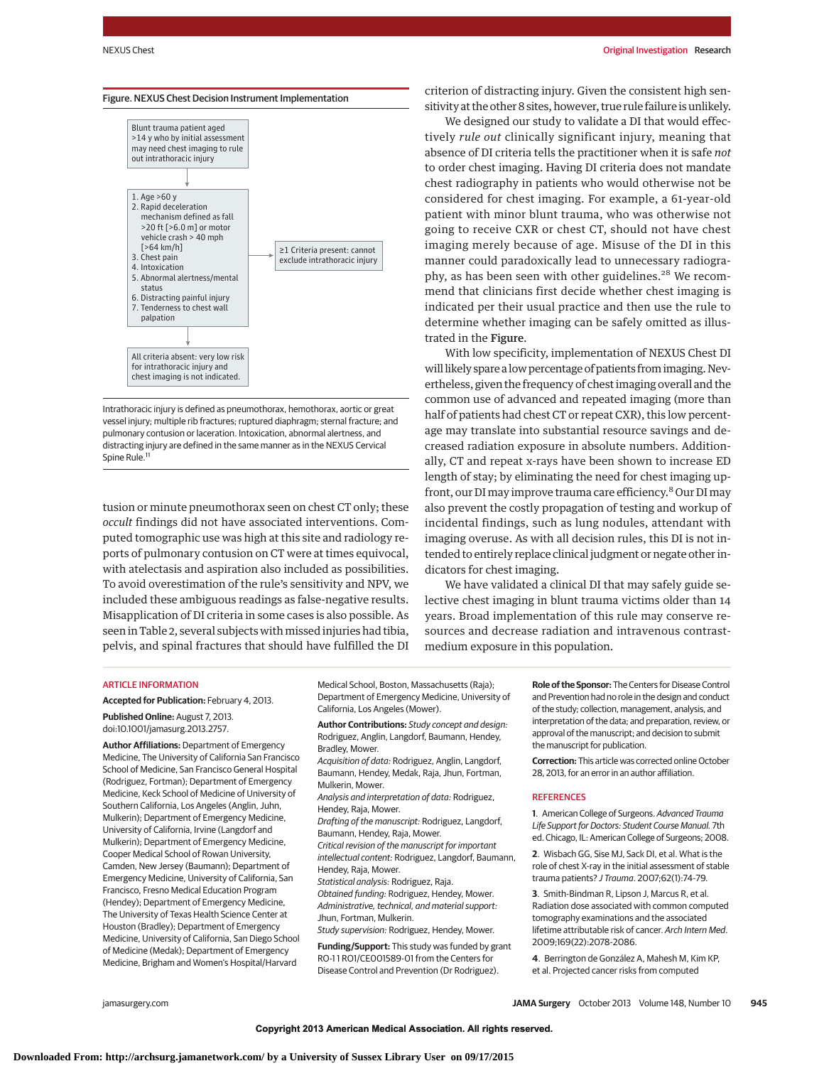**Figure. NEXUS Chest Decision Instrument Implementation**

Blunt trauma patient aged >14 y who by initial assessment may need chest imaging to rule out intrathoracic injury

1. Age >60 y
2. Rapid deceleration mechanism defined as fall >20 ft [>6.0 m] or motor vehicle crash > 40 mph [>64 km/h]
3. Chest pain
4. Intoxication
5. Abnormal alertness/mental status
6. Distracting painful injury
7. Tenderness to chest wall palpation

≥1 Criteria present: cannot exclude intrathoracic injury

All criteria absent: very low risk for intrathoracic injury and chest imaging is not indicated.

Intrathoracic injury is defined as pneumothorax, hemothorax, aortic or great vessel injury; multiple rib fractures; ruptured diaphragm; sternal fracture; and pulmonary contusion or laceration. Intoxication, abnormal alertness, and distracting injury are defined in the same manner as in the NEXUS Cervical Spine Rule.[11]

tusion or minute pneumothorax seen on chest CT only; these *occult* findings did not have associated interventions. Computed tomographic use was high at this site and radiology reports of pulmonary contusion on CT were at times equivocal, with atelectasis and aspiration also included as possibilities. To avoid overestimation of the rule's sensitivity and NPV, we included these ambiguous readings as false-negative results. Misapplication of DI criteria in some cases is also possible. As seen in Table 2, several subjects with missed injuries had tibia, pelvis, and spinal fractures that should have fulfilled the DI criterion of distracting injury. Given the consistent high sensitivity at the other 8 sites, however, true rule failure is unlikely.

We designed our study to validate a DI that would effectively *rule out* clinically significant injury, meaning that absence of DI criteria tells the practitioner when it is safe *not* to order chest imaging. Having DI criteria does not mandate chest radiography in patients who would otherwise not be considered for chest imaging. For example, a 61-year-old patient with minor blunt trauma, who was otherwise not going to receive CXR or chest CT, should not have chest imaging merely because of age. Misuse of the DI in this manner could paradoxically lead to unnecessary radiography, as has been seen with other guidelines.[28] We recommend that clinicians first decide whether chest imaging is indicated per their usual practice and then use the rule to determine whether imaging can be safely omitted as illustrated in the **Figure**.

With low specificity, implementation of NEXUS Chest DI will likely spare a low percentage of patients from imaging. Nevertheless, given the frequency of chest imaging overall and the common use of advanced and repeated imaging (more than half of patients had chest CT or repeat CXR), this low percentage may translate into substantial resource savings and decreased radiation exposure in absolute numbers. Additionally, CT and repeat x-rays have been shown to increase ED length of stay; by eliminating the need for chest imaging upfront, our DI may improve trauma care efficiency.[8] Our DI may also prevent the costly propagation of testing and workup of incidental findings, such as lung nodules, attendant with imaging overuse. As with all decision rules, this DI is not intended to entirely replace clinical judgment or negate other indicators for chest imaging.

We have validated a clinical DI that may safely guide selective chest imaging in blunt trauma victims older than 14 years. Broad implementation of this rule may conserve resources and decrease radiation and intravenous contrast-medium exposure in this population.

## ARTICLE INFORMATION

**Accepted for Publication:** February 4, 2013.

**Published Online:** August 7, 2013. doi:10.1001/jamasurg.2013.2757.

**Author Affiliations:** Department of Emergency Medicine, The University of California San Francisco School of Medicine, San Francisco General Hospital (Rodriguez, Fortman); Department of Emergency Medicine, Keck School of Medicine of University of Southern California, Los Angeles (Anglin, Juhn, Mulkerin); Department of Emergency Medicine, University of California, Irvine (Langdorf and Mulkerin); Department of Emergency Medicine, Cooper Medical School of Rowan University, Camden, New Jersey (Baumann); Department of Emergency Medicine, University of California, San Francisco, Fresno Medical Education Program (Hendey); Department of Emergency Medicine, The University of Texas Health Science Center at Houston (Bradley); Department of Emergency Medicine, University of California, San Diego School of Medicine (Medak); Department of Emergency Medicine, Brigham and Women's Hospital/Harvard Medical School, Boston, Massachusetts (Raja); Department of Emergency Medicine, University of California, Los Angeles (Mower).

**Author Contributions:** *Study concept and design:* Rodriguez, Anglin, Langdorf, Baumann, Hendey, Bradley, Mower.
*Acquisition of data:* Rodriguez, Anglin, Langdorf, Baumann, Hendey, Medak, Raja, Jhun, Fortman, Mulkerin, Mower.
*Analysis and interpretation of data:* Rodriguez, Hendey, Raja, Mower.
*Drafting of the manuscript:* Rodriguez, Langdorf, Baumann, Hendey, Raja, Mower.
*Critical revision of the manuscript for important intellectual content:* Rodriguez, Langdorf, Baumann, Hendey, Raja, Mower.
*Statistical analysis:* Rodriguez, Raja.
*Obtained funding:* Rodriguez, Hendey, Mower.
*Administrative, technical, and material support:* Jhun, Fortman, Mulkerin.
*Study supervision:* Rodriguez, Hendey, Mower.

**Funding/Support:** This study was funded by grant RO-1 1 R01/CE001589-01 from the Centers for Disease Control and Prevention (Dr Rodriguez).

**Role of the Sponsor:** The Centers for Disease Control and Prevention had no role in the design and conduct of the study; collection, management, analysis, and interpretation of the data; and preparation, review, or approval of the manuscript; and decision to submit the manuscript for publication.

**Correction:** This article was corrected online October 28, 2013, for an error in an author affiliation.

## REFERENCES

1. American College of Surgeons. *Advanced Trauma Life Support for Doctors: Student Course Manual.* 7th ed. Chicago, IL: American College of Surgeons; 2008.

2. Wisbach GG, Sise MJ, Sack DI, et al. What is the role of chest X-ray in the initial assessment of stable trauma patients? *J Trauma*. 2007;62(1):74-79.

3. Smith-Bindman R, Lipson J, Marcus R, et al. Radiation dose associated with common computed tomography examinations and the associated lifetime attributable risk of cancer. *Arch Intern Med*. 2009;169(22):2078-2086.

4. Berrington de González A, Mahesh M, Kim KP, et al. Projected cancer risks from computed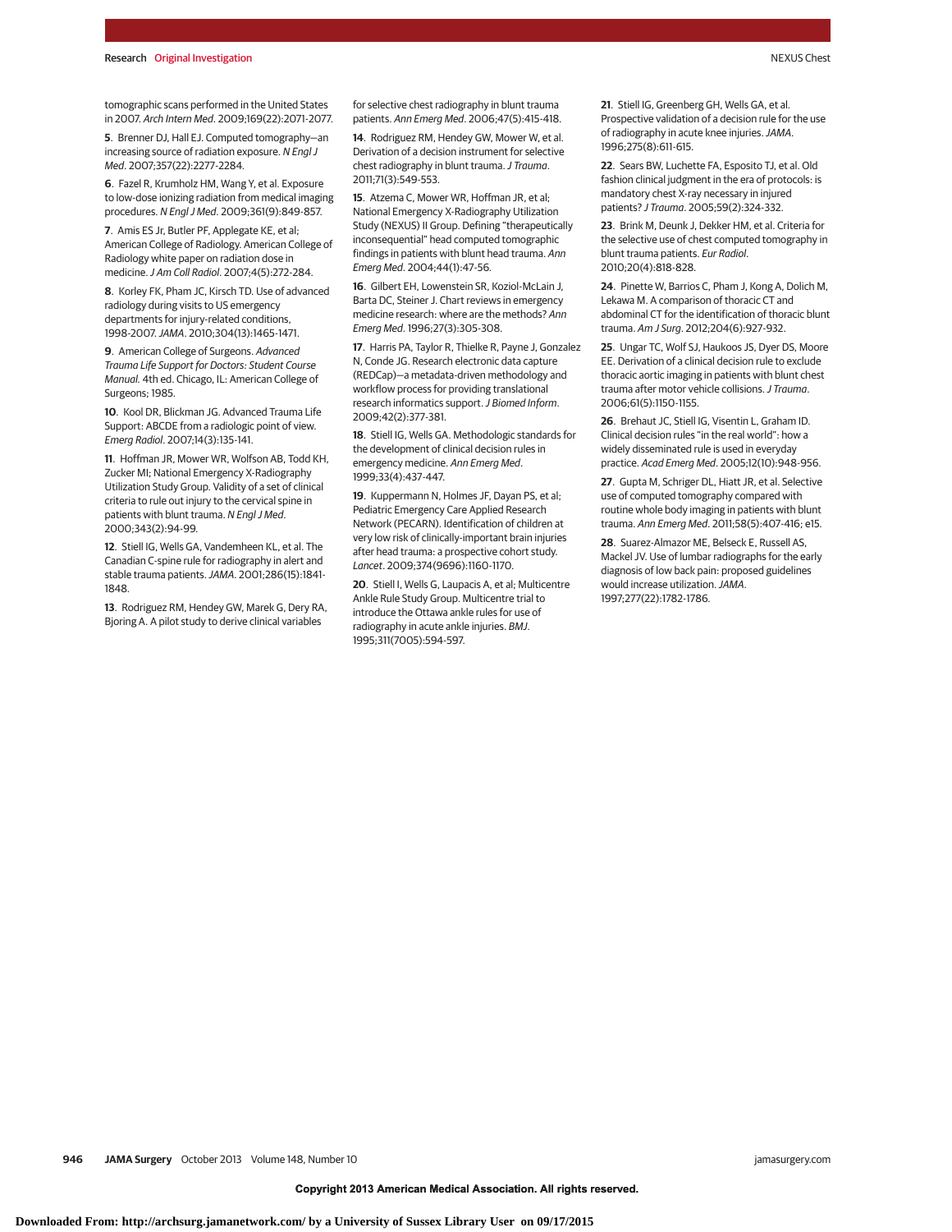tomographic scans performed in the United States in 2007. *Arch Intern Med*. 2009;169(22):2071-2077.

5. Brenner DJ, Hall EJ. Computed tomography—an increasing source of radiation exposure. *N Engl J Med*. 2007;357(22):2277-2284.

6. Fazel R, Krumholz HM, Wang Y, et al. Exposure to low-dose ionizing radiation from medical imaging procedures. *N Engl J Med*. 2009;361(9):849-857.

7. Amis ES Jr, Butler PF, Applegate KE, et al; American College of Radiology. American College of Radiology white paper on radiation dose in medicine. *J Am Coll Radiol*. 2007;4(5):272-284.

8. Korley FK, Pham JC, Kirsch TD. Use of advanced radiology during visits to US emergency departments for injury-related conditions, 1998-2007. *JAMA*. 2010;304(13):1465-1471.

9. American College of Surgeons. *Advanced Trauma Life Support for Doctors: Student Course Manual*. 4th ed. Chicago, IL: American College of Surgeons; 1985.

10. Kool DR, Blickman JG. Advanced Trauma Life Support: ABCDE from a radiologic point of view. *Emerg Radiol*. 2007;14(3):135-141.

11. Hoffman JR, Mower WR, Wolfson AB, Todd KH, Zucker MI; National Emergency X-Radiography Utilization Study Group. Validity of a set of clinical criteria to rule out injury to the cervical spine in patients with blunt trauma. *N Engl J Med*. 2000;343(2):94-99.

12. Stiell IG, Wells GA, Vandemheen KL, et al. The Canadian C-spine rule for radiography in alert and stable trauma patients. *JAMA*. 2001;286(15):1841-1848.

13. Rodriguez RM, Hendey GW, Marek G, Dery RA, Bjoring A. A pilot study to derive clinical variables for selective chest radiography in blunt trauma patients. *Ann Emerg Med*. 2006;47(5):415-418.

14. Rodriguez RM, Hendey GW, Mower W, et al. Derivation of a decision instrument for selective chest radiography in blunt trauma. *J Trauma*. 2011;71(3):549-553.

15. Atzema C, Mower WR, Hoffman JR, et al; National Emergency X-Radiography Utilization Study (NEXUS) II Group. Defining "therapeutically inconsequential" head computed tomographic findings in patients with blunt head trauma. *Ann Emerg Med*. 2004;44(1):47-56.

16. Gilbert EH, Lowenstein SR, Koziol-McLain J, Barta DC, Steiner J. Chart reviews in emergency medicine research: where are the methods? *Ann Emerg Med*. 1996;27(3):305-308.

17. Harris PA, Taylor R, Thielke R, Payne J, Gonzalez N, Conde JG. Research electronic data capture (REDCap)—a metadata-driven methodology and workflow process for providing translational research informatics support. *J Biomed Inform*. 2009;42(2):377-381.

18. Stiell IG, Wells GA. Methodologic standards for the development of clinical decision rules in emergency medicine. *Ann Emerg Med*. 1999;33(4):437-447.

19. Kuppermann N, Holmes JF, Dayan PS, et al; Pediatric Emergency Care Applied Research Network (PECARN). Identification of children at very low risk of clinically-important brain injuries after head trauma: a prospective cohort study. *Lancet*. 2009;374(9696):1160-1170.

20. Stiell I, Wells G, Laupacis A, et al; Multicentre Ankle Rule Study Group. Multicentre trial to introduce the Ottawa ankle rules for use of radiography in acute ankle injuries. *BMJ*. 1995;311(7005):594-597.

21. Stiell IG, Greenberg GH, Wells GA, et al. Prospective validation of a decision rule for the use of radiography in acute knee injuries. *JAMA*. 1996;275(8):611-615.

22. Sears BW, Luchette FA, Esposito TJ, et al. Old fashion clinical judgment in the era of protocols: is mandatory chest X-ray necessary in injured patients? *J Trauma*. 2005;59(2):324-332.

23. Brink M, Deunk J, Dekker HM, et al. Criteria for the selective use of chest computed tomography in blunt trauma patients. *Eur Radiol*. 2010;20(4):818-828.

24. Pinette W, Barrios C, Pham J, Kong A, Dolich M, Lekawa M. A comparison of thoracic CT and abdominal CT for the identification of thoracic blunt trauma. *Am J Surg*. 2012;204(6):927-932.

25. Ungar TC, Wolf SJ, Haukoos JS, Dyer DS, Moore EE. Derivation of a clinical decision rule to exclude thoracic aortic imaging in patients with blunt chest trauma after motor vehicle collisions. *J Trauma*. 2006;61(5):1150-1155.

26. Brehaut JC, Stiell IG, Visentin L, Graham ID. Clinical decision rules "in the real world": how a widely disseminated rule is used in everyday practice. *Acad Emerg Med*. 2005;12(10):948-956.

27. Gupta M, Schriger DL, Hiatt JR, et al. Selective use of computed tomography compared with routine whole body imaging in patients with blunt trauma. *Ann Emerg Med*. 2011;58(5):407-416; e15.

28. Suarez-Almazor ME, Belseck E, Russell AS, Mackel JV. Use of lumbar radiographs for the early diagnosis of low back pain: proposed guidelines would increase utilization. *JAMA*. 1997;277(22):1782-1786.